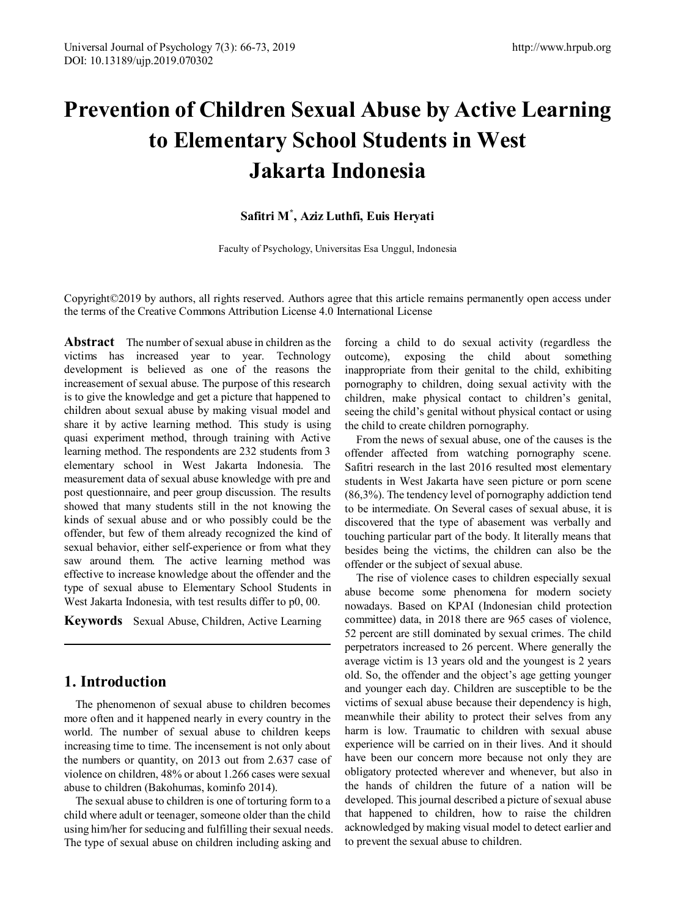# Prevention of Children Sexual Abuse by Active Learning to Elementary School Students in West Jakarta Indonesia

**Safitri M*, Aziz Luthfi, Euis Heryati**

Faculty of Psychology, Universitas Esa Unggul, Indonesia

Copyright©2019 by authors, all rights reserved. Authors agree that this article remains permanently open access under the terms of the Creative Commons Attribution License 4.0 International License

**Abstract** The number of sexual abuse in children as the victims has increased year to year. Technology development is believed as one of the reasons the increasement of sexual abuse. The purpose of this research is to give the knowledge and get a picture that happened to children about sexual abuse by making visual model and share it by active learning method. This study is using quasi experiment method, through training with Active learning method. The respondents are 232 students from 3 elementary school in West Jakarta Indonesia. The measurement data of sexual abuse knowledge with pre and post questionnaire, and peer group discussion. The results showed that many students still in the not knowing the kinds of sexual abuse and or who possibly could be the offender, but few of them already recognized the kind of sexual behavior, either self-experience or from what they saw around them. The active learning method was effective to increase knowledge about the offender and the type of sexual abuse to Elementary School Students in West Jakarta Indonesia, with test results differ to p0, 00.

**Keywords** Sexual Abuse, Children, Active Learning

## 1. Introduction

The phenomenon of sexual abuse to children becomes more often and it happened nearly in every country in the world. The number of sexual abuse to children keeps increasing time to time. The incensement is not only about the numbers or quantity, on 2013 out from 2.637 case of violence on children, 48% or about 1.266 cases were sexual abuse to children (Bakohumas, kominfo 2014).

The sexual abuse to children is one of torturing form to a child where adult or teenager, someone older than the child using him/her for seducing and fulfilling their sexual needs. The type of sexual abuse on children including asking and forcing a child to do sexual activity (regardless the outcome), exposing the child about something inappropriate from their genital to the child, exhibiting pornography to children, doing sexual activity with the children, make physical contact to children's genital, seeing the child's genital without physical contact or using the child to create children pornography.

From the news of sexual abuse, one of the causes is the offender affected from watching pornography scene. Safitri research in the last 2016 resulted most elementary students in West Jakarta have seen picture or porn scene (86,3%). The tendency level of pornography addiction tend to be intermediate. On Several cases of sexual abuse, it is discovered that the type of abasement was verbally and touching particular part of the body. It literally means that besides being the victims, the children can also be the offender or the subject of sexual abuse.

The rise of violence cases to children especially sexual abuse become some phenomena for modern society nowadays. Based on KPAI (Indonesian child protection committee) data, in 2018 there are 965 cases of violence, 52 percent are still dominated by sexual crimes. The child perpetrators increased to 26 percent. Where generally the average victim is 13 years old and the youngest is 2 years old. So, the offender and the object's age getting younger and younger each day. Children are susceptible to be the victims of sexual abuse because their dependency is high, meanwhile their ability to protect their selves from any harm is low. Traumatic to children with sexual abuse experience will be carried on in their lives. And it should have been our concern more because not only they are obligatory protected wherever and whenever, but also in the hands of children the future of a nation will be developed. This journal described a picture of sexual abuse that happened to children, how to raise the children acknowledged by making visual model to detect earlier and to prevent the sexual abuse to children.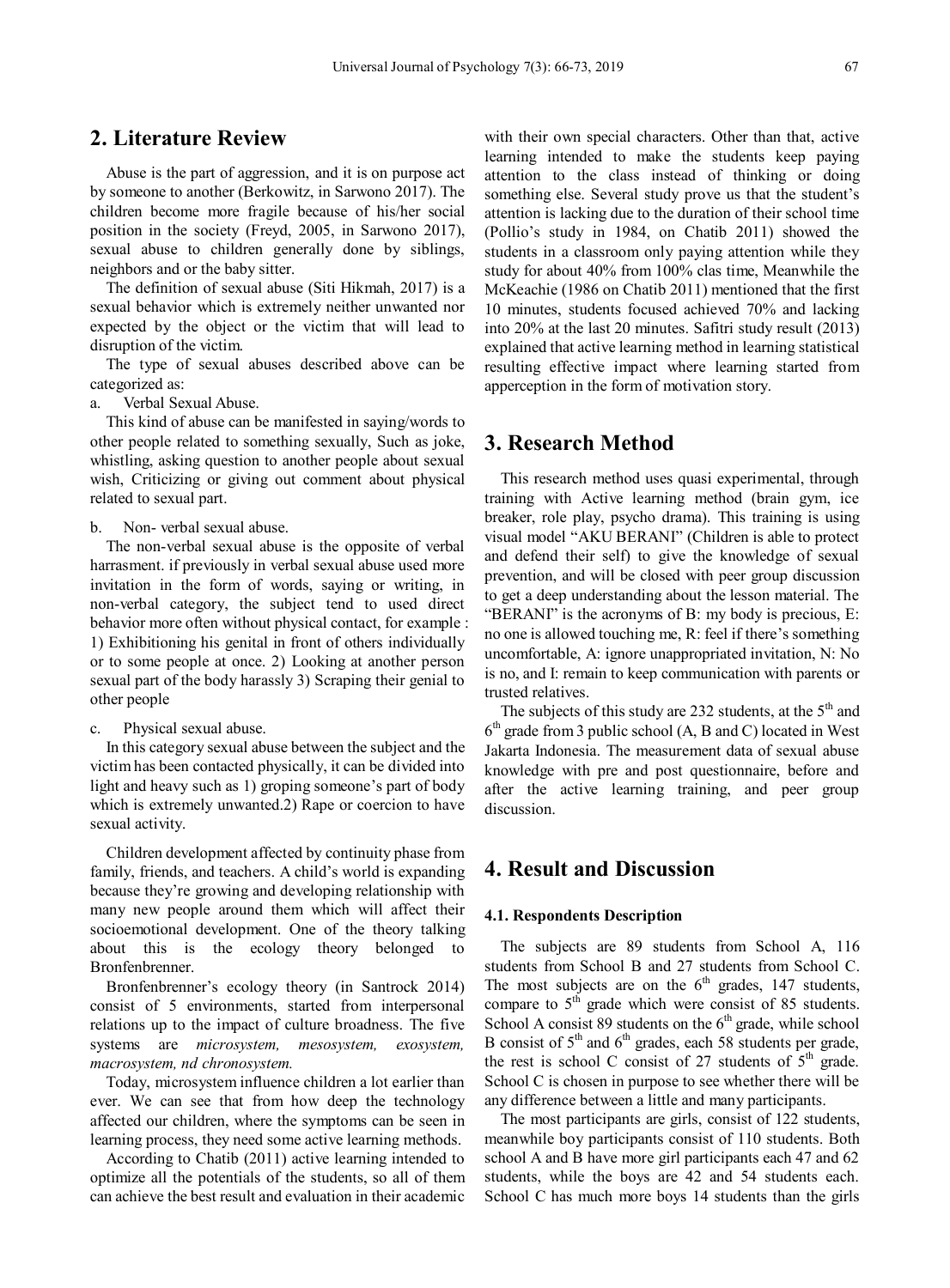## 2. Literature Review

Abuse is the part of aggression, and it is on purpose act by someone to another (Berkowitz, in Sarwono 2017). The children become more fragile because of his/her social position in the society (Freyd, 2005, in Sarwono 2017), sexual abuse to children generally done by siblings, neighbors and or the baby sitter.

The definition of sexual abuse (Siti Hikmah, 2017) is a sexual behavior which is extremely neither unwanted nor expected by the object or the victim that will lead to disruption of the victim.

The type of sexual abuses described above can be categorized as:

a. Verbal Sexual Abuse.

This kind of abuse can be manifested in saying/words to other people related to something sexually, Such as joke, whistling, asking question to another people about sexual wish, Criticizing or giving out comment about physical related to sexual part.

b. Non- verbal sexual abuse.

The non-verbal sexual abuse is the opposite of verbal harrasment. if previously in verbal sexual abuse used more invitation in the form of words, saying or writing, in non-verbal category, the subject tend to used direct behavior more often without physical contact, for example : 1) Exhibitioning his genital in front of others individually or to some people at once. 2) Looking at another person sexual part of the body harassly 3) Scraping their genial to other people

c. Physical sexual abuse.

In this category sexual abuse between the subject and the victim has been contacted physically, it can be divided into light and heavy such as 1) groping someone's part of body which is extremely unwanted.2) Rape or coercion to have sexual activity.

Children development affected by continuity phase from family, friends, and teachers. A child's world is expanding because they're growing and developing relationship with many new people around them which will affect their socioemotional development. One of the theory talking about this is the ecology theory belonged to Bronfenbrenner.

Bronfenbrenner's ecology theory (in Santrock 2014) consist of 5 environments, started from interpersonal relations up to the impact of culture broadness. The five systems are *microsystem, mesosystem, exosystem, macrosystem, nd chronosystem.*

Today, microsystem influence children a lot earlier than ever. We can see that from how deep the technology affected our children, where the symptoms can be seen in learning process, they need some active learning methods.

According to Chatib (2011) active learning intended to optimize all the potentials of the students, so all of them can achieve the best result and evaluation in their academic with their own special characters. Other than that, active learning intended to make the students keep paying attention to the class instead of thinking or doing something else. Several study prove us that the student's attention is lacking due to the duration of their school time (Pollio's study in 1984, on Chatib 2011) showed the students in a classroom only paying attention while they study for about 40% from 100% clas time, Meanwhile the McKeachie (1986 on Chatib 2011) mentioned that the first 10 minutes, students focused achieved 70% and lacking into 20% at the last 20 minutes. Safitri study result (2013) explained that active learning method in learning statistical resulting effective impact where learning started from apperception in the form of motivation story.

## 3. Research Method

This research method uses quasi experimental, through training with Active learning method (brain gym, ice breaker, role play, psycho drama). This training is using visual model "AKU BERANI" (Children is able to protect and defend their self) to give the knowledge of sexual prevention, and will be closed with peer group discussion to get a deep understanding about the lesson material. The "BERANI" is the acronyms of B: my body is precious, E: no one is allowed touching me, R: feel if there's something uncomfortable, A: ignore unappropriated invitation, N: No is no, and I: remain to keep communication with parents or trusted relatives.

The subjects of this study are 232 students, at the 5th and 6th grade from 3 public school (A, B and C) located in West Jakarta Indonesia. The measurement data of sexual abuse knowledge with pre and post questionnaire, before and after the active learning training, and peer group discussion.

## 4. Result and Discussion

### 4.1. Respondents Description

The subjects are 89 students from School A, 116 students from School B and 27 students from School C. The most subjects are on the 6th grades, 147 students, compare to 5th grade which were consist of 85 students. School A consist 89 students on the 6th grade, while school B consist of 5th and 6th grades, each 58 students per grade, the rest is school C consist of 27 students of 5th grade. School C is chosen in purpose to see whether there will be any difference between a little and many participants.

The most participants are girls, consist of 122 students, meanwhile boy participants consist of 110 students. Both school A and B have more girl participants each 47 and 62 students, while the boys are 42 and 54 students each. School C has much more boys 14 students than the girls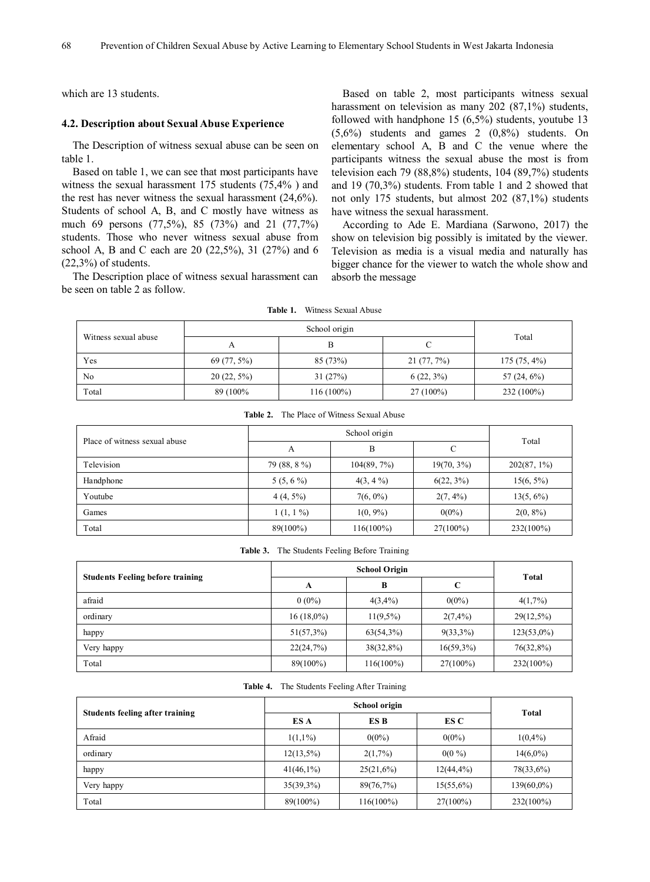which are 13 students.

### 4.2. Description about Sexual Abuse Experience

The Description of witness sexual abuse can be seen on table 1.

Based on table 1, we can see that most participants have witness the sexual harassment 175 students (75,4% ) and the rest has never witness the sexual harassment (24,6%). Students of school A, B, and C mostly have witness as much 69 persons (77,5%), 85 (73%) and 21 (77,7%) students. Those who never witness sexual abuse from school A, B and C each are 20 (22,5%), 31 (27%) and 6 (22,3%) of students.

The Description place of witness sexual harassment can be seen on table 2 as follow.

Based on table 2, most participants witness sexual harassment on television as many 202 (87,1%) students, followed with handphone 15 (6,5%) students, youtube 13 (5,6%) students and games 2 (0,8%) students. On elementary school A, B and C the venue where the participants witness the sexual abuse the most is from television each 79 (88,8%) students, 104 (89,7%) students and 19 (70,3%) students. From table 1 and 2 showed that not only 175 students, but almost 202 (87,1%) students have witness the sexual harassment.

According to Ade E. Mardiana (Sarwono, 2017) the show on television big possibly is imitated by the viewer. Television as media is a visual media and naturally has bigger chance for the viewer to watch the whole show and absorb the message

**Table 1.** Witness Sexual Abuse

| Witness sexual abuse | School origin | | | Total |
|---|---|---|---|---|
| | A | B | C | |
| Yes | 69 (77, 5%) | 85 (73%) | 21 (77, 7%) | 175 (75, 4%) |
| No | 20 (22, 5%) | 31 (27%) | 6 (22, 3%) | 57 (24, 6%) |
| Total | 89 (100% | 116 (100%) | 27 (100%) | 232 (100%) |

**Table 2.** The Place of Witness Sexual Abuse

| Place of witness sexual abuse | School origin | | | Total |
|---|---|---|---|---|
| | A | B | C | |
| Television | 79 (88, 8 %) | 104(89, 7%) | 19(70, 3%) | 202(87, 1%) |
| Handphone | 5 (5, 6 %) | 4(3, 4 %) | 6(22, 3%) | 15(6, 5%) |
| Youtube | 4 (4, 5%) | 7(6, 0%) | 2(7, 4%) | 13(5, 6%) |
| Games | 1 (1, 1 %) | 1(0, 9%) | 0(0%) | 2(0, 8%) |
| Total | 89(100%) | 116(100%) | 27(100%) | 232(100%) |

**Table 3.** The Students Feeling Before Training

| **Students Feeling before training** | **School Origin** | | | **Total** |
|---|---|---|---|---|
| | **A** | **B** | **C** | |
| afraid | 0 (0%) | 4(3,4%) | 0(0%) | 4(1,7%) |
| ordinary | 16 (18,0%) | 11(9,5%) | 2(7,4%) | 29(12,5%) |
| happy | 51(57,3%) | 63(54,3%) | 9(33,3%) | 123(53,0%) |
| Very happy | 22(24,7%) | 38(32,8%) | 16(59,3%) | 76(32,8%) |
| Total | 89(100%) | 116(100%) | 27(100%) | 232(100%) |

**Table 4.** The Students Feeling After Training

| **Students feeling after training** | **School origin** | | | **Total** |
|---|---|---|---|---|
| | **ES A** | **ES B** | **ES C** | |
| Afraid | 1(1,1%) | 0(0%) | 0(0%) | 1(0,4%) |
| ordinary | 12(13,5%) | 2(1,7%) | 0(0 %) | 14(6,0%) |
| happy | 41(46,1%) | 25(21,6%) | 12(44,4%) | 78(33,6%) |
| Very happy | 35(39,3%) | 89(76,7%) | 15(55,6%) | 139(60,0%) |
| Total | 89(100%) | 116(100%) | 27(100%) | 232(100%) |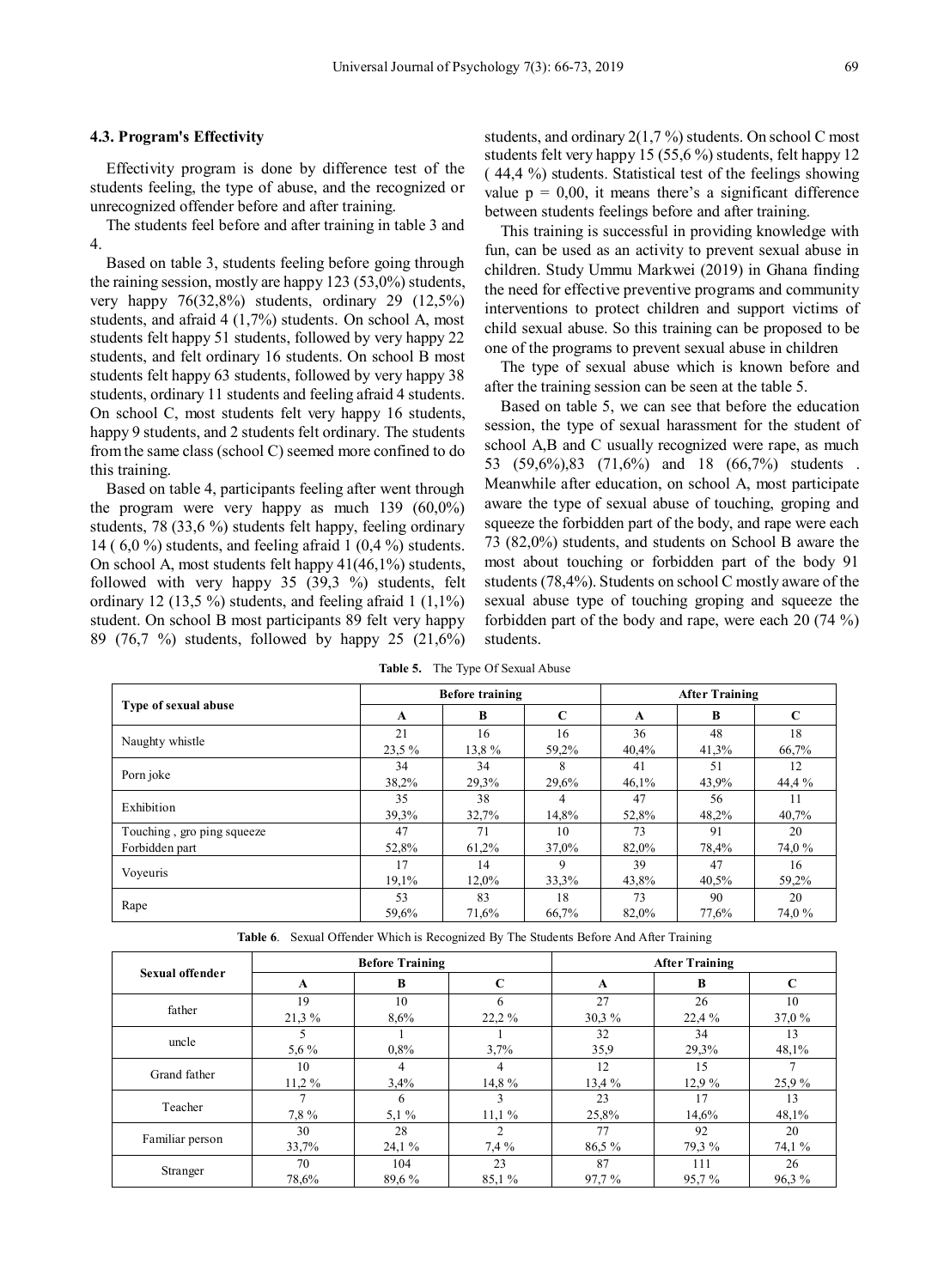### 4.3. Program's Effectivity

Effectivity program is done by difference test of the students feeling, the type of abuse, and the recognized or unrecognized offender before and after training.

The students feel before and after training in table 3 and 4.

Based on table 3, students feeling before going through the raining session, mostly are happy 123 (53,0%) students, very happy 76(32,8%) students, ordinary 29 (12,5%) students, and afraid 4 (1,7%) students. On school A, most students felt happy 51 students, followed by very happy 22 students, and felt ordinary 16 students. On school B most students felt happy 63 students, followed by very happy 38 students, ordinary 11 students and feeling afraid 4 students. On school C, most students felt very happy 16 students, happy 9 students, and 2 students felt ordinary. The students from the same class (school C) seemed more confined to do this training.

Based on table 4, participants feeling after went through the program were very happy as much 139 (60,0%) students, 78 (33,6 %) students felt happy, feeling ordinary 14 ( 6,0 %) students, and feeling afraid 1 (0,4 %) students. On school A, most students felt happy 41(46,1%) students, followed with very happy 35 (39,3 %) students, felt ordinary 12 (13,5 %) students, and feeling afraid 1 (1,1%) student. On school B most participants 89 felt very happy 89 (76,7 %) students, followed by happy 25 (21,6%) students, and ordinary 2(1,7 %) students. On school C most students felt very happy 15 (55,6 %) students, felt happy 12 ( 44,4 %) students. Statistical test of the feelings showing value p = 0,00, it means there's a significant difference between students feelings before and after training.

This training is successful in providing knowledge with fun, can be used as an activity to prevent sexual abuse in children. Study Ummu Markwei (2019) in Ghana finding the need for effective preventive programs and community interventions to protect children and support victims of child sexual abuse. So this training can be proposed to be one of the programs to prevent sexual abuse in children

The type of sexual abuse which is known before and after the training session can be seen at the table 5.

Based on table 5, we can see that before the education session, the type of sexual harassment for the student of school A,B and C usually recognized were rape, as much 53 (59,6%),83 (71,6%) and 18 (66,7%) students . Meanwhile after education, on school A, most participate aware the type of sexual abuse of touching, groping and squeeze the forbidden part of the body, and rape were each 73 (82,0%) students, and students on School B aware the most about touching or forbidden part of the body 91 students (78,4%). Students on school C mostly aware of the sexual abuse type of touching groping and squeeze the forbidden part of the body and rape, were each 20 (74 %) students.

**Table 5.** The Type Of Sexual Abuse

| Type of sexual abuse | Before training | | | After Training | | |
|---|---|---|---|---|---|---|
| | A | B | C | A | B | C |
| Naughty whistle | 21<br>23,5 % | 16<br>13,8 % | 16<br>59,2% | 36<br>40,4% | 48<br>41,3% | 18<br>66,7% |
| Porn joke | 34<br>38,2% | 34<br>29,3% | 8<br>29,6% | 41<br>46,1% | 51<br>43,9% | 12<br>44,4 % |
| Exhibition | 35<br>39,3% | 38<br>32,7% | 4<br>14,8% | 47<br>52,8% | 56<br>48,2% | 11<br>40,7% |
| Touching , gro ping squeeze Forbidden part | 47<br>52,8% | 71<br>61,2% | 10<br>37,0% | 73<br>82,0% | 91<br>78,4% | 20<br>74,0 % |
| Voyeuris | 17<br>19,1% | 14<br>12,0% | 9<br>33,3% | 39<br>43,8% | 47<br>40,5% | 16<br>59,2% |
| Rape | 53<br>59,6% | 83<br>71,6% | 18<br>66,7% | 73<br>82,0% | 90<br>77,6% | 20<br>74,0 % |

**Table 6**. Sexual Offender Which is Recognized By The Students Before And After Training

| Sexual offender | Before Training | | | After Training | | |
|---|---|---|---|---|---|---|
| | A | B | C | A | B | C |
| father | 19<br>21,3 % | 10<br>8,6% | 6<br>22,2 % | 27<br>30,3 % | 26<br>22,4 % | 10<br>37,0 % |
| uncle | 5<br>5,6 % | 1<br>0,8% | 1<br>3,7% | 32<br>35,9 | 34<br>29,3% | 13<br>48,1% |
| Grand father | 10<br>11,2 % | 4<br>3,4% | 4<br>14,8 % | 12<br>13,4 % | 15<br>12,9 % | 7<br>25,9 % |
| Teacher | 7<br>7,8 % | 6<br>5,1 % | 3<br>11,1 % | 23<br>25,8% | 17<br>14,6% | 13<br>48,1% |
| Familiar person | 30<br>33,7% | 28<br>24,1 % | 2<br>7,4 % | 77<br>86,5 % | 92<br>79,3 % | 20<br>74,1 % |
| Stranger | 70<br>78,6% | 104<br>89,6 % | 23<br>85,1 % | 87<br>97,7 % | 111<br>95,7 % | 26<br>96,3 % |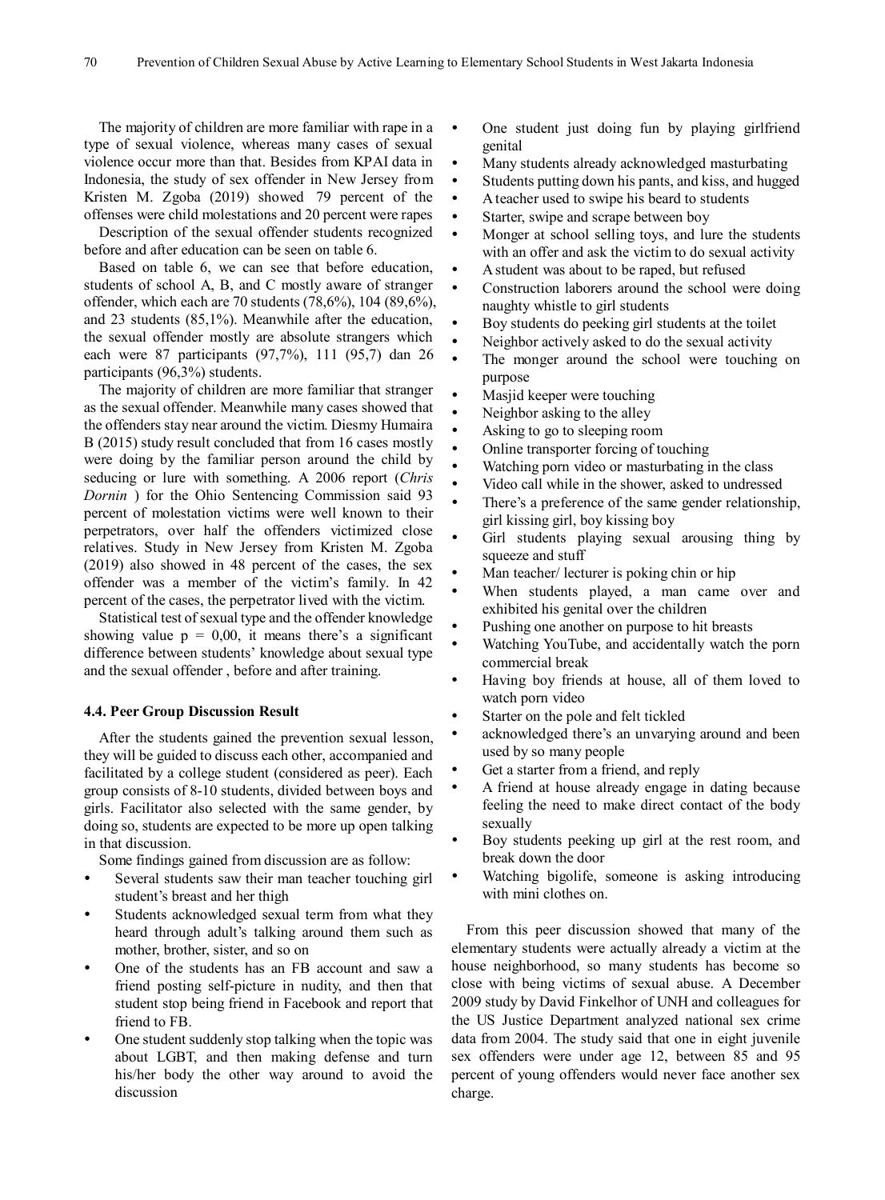The majority of children are more familiar with rape in a type of sexual violence, whereas many cases of sexual violence occur more than that. Besides from KPAI data in Indonesia, the study of sex offender in New Jersey from Kristen M. Zgoba (2019) showed 79 percent of the offenses were child molestations and 20 percent were rapes

Description of the sexual offender students recognized before and after education can be seen on table 6.

Based on table 6, we can see that before education, students of school A, B, and C mostly aware of stranger offender, which each are 70 students (78,6%), 104 (89,6%), and 23 students (85,1%). Meanwhile after the education, the sexual offender mostly are absolute strangers which each were 87 participants (97,7%), 111 (95,7) dan 26 participants (96,3%) students.

The majority of children are more familiar that stranger as the sexual offender. Meanwhile many cases showed that the offenders stay near around the victim. Diesmy Humaira B (2015) study result concluded that from 16 cases mostly were doing by the familiar person around the child by seducing or lure with something. A 2006 report (*Chris Dornin* ) for the Ohio Sentencing Commission said 93 percent of molestation victims were well known to their perpetrators, over half the offenders victimized close relatives. Study in New Jersey from Kristen M. Zgoba (2019) also showed in 48 percent of the cases, the sex offender was a member of the victim's family. In 42 percent of the cases, the perpetrator lived with the victim.

Statistical test of sexual type and the offender knowledge showing value p = 0,00, it means there's a significant difference between students' knowledge about sexual type and the sexual offender , before and after training.

#### 4.4. Peer Group Discussion Result

After the students gained the prevention sexual lesson, they will be guided to discuss each other, accompanied and facilitated by a college student (considered as peer). Each group consists of 8-10 students, divided between boys and girls. Facilitator also selected with the same gender, by doing so, students are expected to be more up open talking in that discussion.

Some findings gained from discussion are as follow:

- Several students saw their man teacher touching girl student's breast and her thigh
- Students acknowledged sexual term from what they heard through adult's talking around them such as mother, brother, sister, and so on
- One of the students has an FB account and saw a friend posting self-picture in nudity, and then that student stop being friend in Facebook and report that friend to FB.
- One student suddenly stop talking when the topic was about LGBT, and then making defense and turn his/her body the other way around to avoid the discussion
- One student just doing fun by playing girlfriend genital
- Many students already acknowledged masturbating
- Students putting down his pants, and kiss, and hugged
- A teacher used to swipe his beard to students
- Starter, swipe and scrape between boy
- Monger at school selling toys, and lure the students with an offer and ask the victim to do sexual activity
- A student was about to be raped, but refused
- Construction laborers around the school were doing naughty whistle to girl students
- Boy students do peeking girl students at the toilet
- Neighbor actively asked to do the sexual activity
- The monger around the school were touching on purpose
- Masjid keeper were touching
- Neighbor asking to the alley
- Asking to go to sleeping room
- Online transporter forcing of touching
- Watching porn video or masturbating in the class
- Video call while in the shower, asked to undressed
- There's a preference of the same gender relationship, girl kissing girl, boy kissing boy
- Girl students playing sexual arousing thing by squeeze and stuff
- Man teacher/ lecturer is poking chin or hip
- When students played, a man came over and exhibited his genital over the children
- Pushing one another on purpose to hit breasts
- Watching YouTube, and accidentally watch the porn commercial break
- Having boy friends at house, all of them loved to watch porn video
- Starter on the pole and felt tickled
- acknowledged there's an unvarying around and been used by so many people
- Get a starter from a friend, and reply
- A friend at house already engage in dating because feeling the need to make direct contact of the body sexually
- Boy students peeking up girl at the rest room, and break down the door
- Watching bigolife, someone is asking introducing with mini clothes on.

From this peer discussion showed that many of the elementary students were actually already a victim at the house neighborhood, so many students has become so close with being victims of sexual abuse. A December 2009 study by David Finkelhor of UNH and colleagues for the US Justice Department analyzed national sex crime data from 2004. The study said that one in eight juvenile sex offenders were under age 12, between 85 and 95 percent of young offenders would never face another sex charge.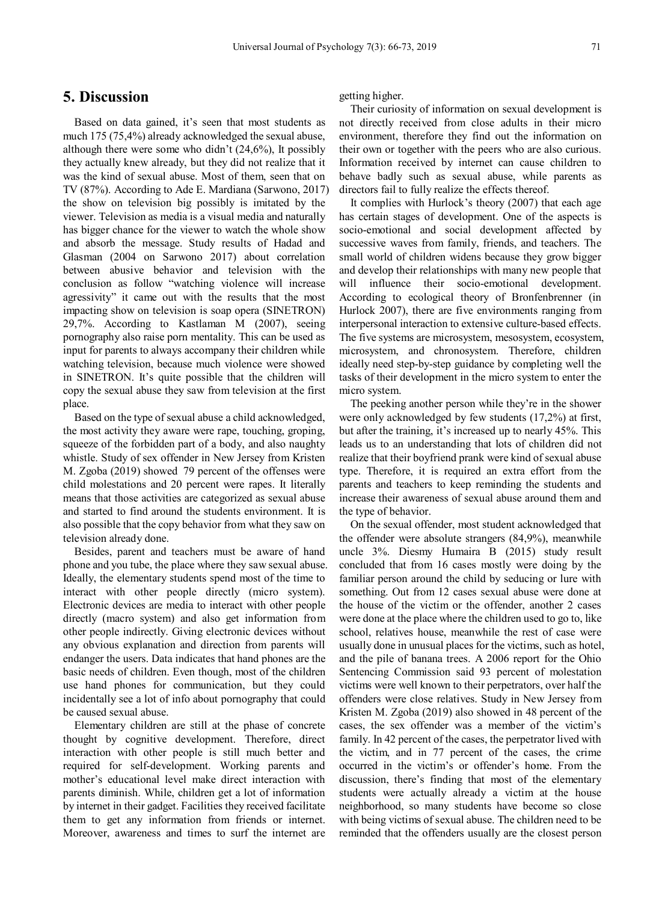## 5. Discussion

Based on data gained, it's seen that most students as much 175 (75,4%) already acknowledged the sexual abuse, although there were some who didn't (24,6%), It possibly they actually knew already, but they did not realize that it was the kind of sexual abuse. Most of them, seen that on TV (87%). According to Ade E. Mardiana (Sarwono, 2017) the show on television big possibly is imitated by the viewer. Television as media is a visual media and naturally has bigger chance for the viewer to watch the whole show and absorb the message. Study results of Hadad and Glasman (2004 on Sarwono 2017) about correlation between abusive behavior and television with the conclusion as follow "watching violence will increase agressivity" it came out with the results that the most impacting show on television is soap opera (SINETRON) 29,7%. According to Kastlaman M (2007), seeing pornography also raise porn mentality. This can be used as input for parents to always accompany their children while watching television, because much violence were showed in SINETRON. It's quite possible that the children will copy the sexual abuse they saw from television at the first place.

Based on the type of sexual abuse a child acknowledged, the most activity they aware were rape, touching, groping, squeeze of the forbidden part of a body, and also naughty whistle. Study of sex offender in New Jersey from Kristen M. Zgoba (2019) showed 79 percent of the offenses were child molestations and 20 percent were rapes. It literally means that those activities are categorized as sexual abuse and started to find around the students environment. It is also possible that the copy behavior from what they saw on television already done.

Besides, parent and teachers must be aware of hand phone and you tube, the place where they saw sexual abuse. Ideally, the elementary students spend most of the time to interact with other people directly (micro system). Electronic devices are media to interact with other people directly (macro system) and also get information from other people indirectly. Giving electronic devices without any obvious explanation and direction from parents will endanger the users. Data indicates that hand phones are the basic needs of children. Even though, most of the children use hand phones for communication, but they could incidentally see a lot of info about pornography that could be caused sexual abuse.

Elementary children are still at the phase of concrete thought by cognitive development. Therefore, direct interaction with other people is still much better and required for self-development. Working parents and mother's educational level make direct interaction with parents diminish. While, children get a lot of information by internet in their gadget. Facilities they received facilitate them to get any information from friends or internet. Moreover, awareness and times to surf the internet are getting higher.

Their curiosity of information on sexual development is not directly received from close adults in their micro environment, therefore they find out the information on their own or together with the peers who are also curious. Information received by internet can cause children to behave badly such as sexual abuse, while parents as directors fail to fully realize the effects thereof.

It complies with Hurlock's theory (2007) that each age has certain stages of development. One of the aspects is socio-emotional and social development affected by successive waves from family, friends, and teachers. The small world of children widens because they grow bigger and develop their relationships with many new people that will influence their socio-emotional development. According to ecological theory of Bronfenbrenner (in Hurlock 2007), there are five environments ranging from interpersonal interaction to extensive culture-based effects. The five systems are microsystem, mesosystem, ecosystem, microsystem, and chronosystem. Therefore, children ideally need step-by-step guidance by completing well the tasks of their development in the micro system to enter the micro system.

The peeking another person while they're in the shower were only acknowledged by few students (17,2%) at first, but after the training, it's increased up to nearly 45%. This leads us to an understanding that lots of children did not realize that their boyfriend prank were kind of sexual abuse type. Therefore, it is required an extra effort from the parents and teachers to keep reminding the students and increase their awareness of sexual abuse around them and the type of behavior.

On the sexual offender, most student acknowledged that the offender were absolute strangers (84,9%), meanwhile uncle 3%. Diesmy Humaira B (2015) study result concluded that from 16 cases mostly were doing by the familiar person around the child by seducing or lure with something. Out from 12 cases sexual abuse were done at the house of the victim or the offender, another 2 cases were done at the place where the children used to go to, like school, relatives house, meanwhile the rest of case were usually done in unusual places for the victims, such as hotel, and the pile of banana trees. A 2006 report for the Ohio Sentencing Commission said 93 percent of molestation victims were well known to their perpetrators, over half the offenders were close relatives. Study in New Jersey from Kristen M. Zgoba (2019) also showed in 48 percent of the cases, the sex offender was a member of the victim's family. In 42 percent of the cases, the perpetrator lived with the victim, and in 77 percent of the cases, the crime occurred in the victim's or offender's home. From the discussion, there's finding that most of the elementary students were actually already a victim at the house neighborhood, so many students have become so close with being victims of sexual abuse. The children need to be reminded that the offenders usually are the closest person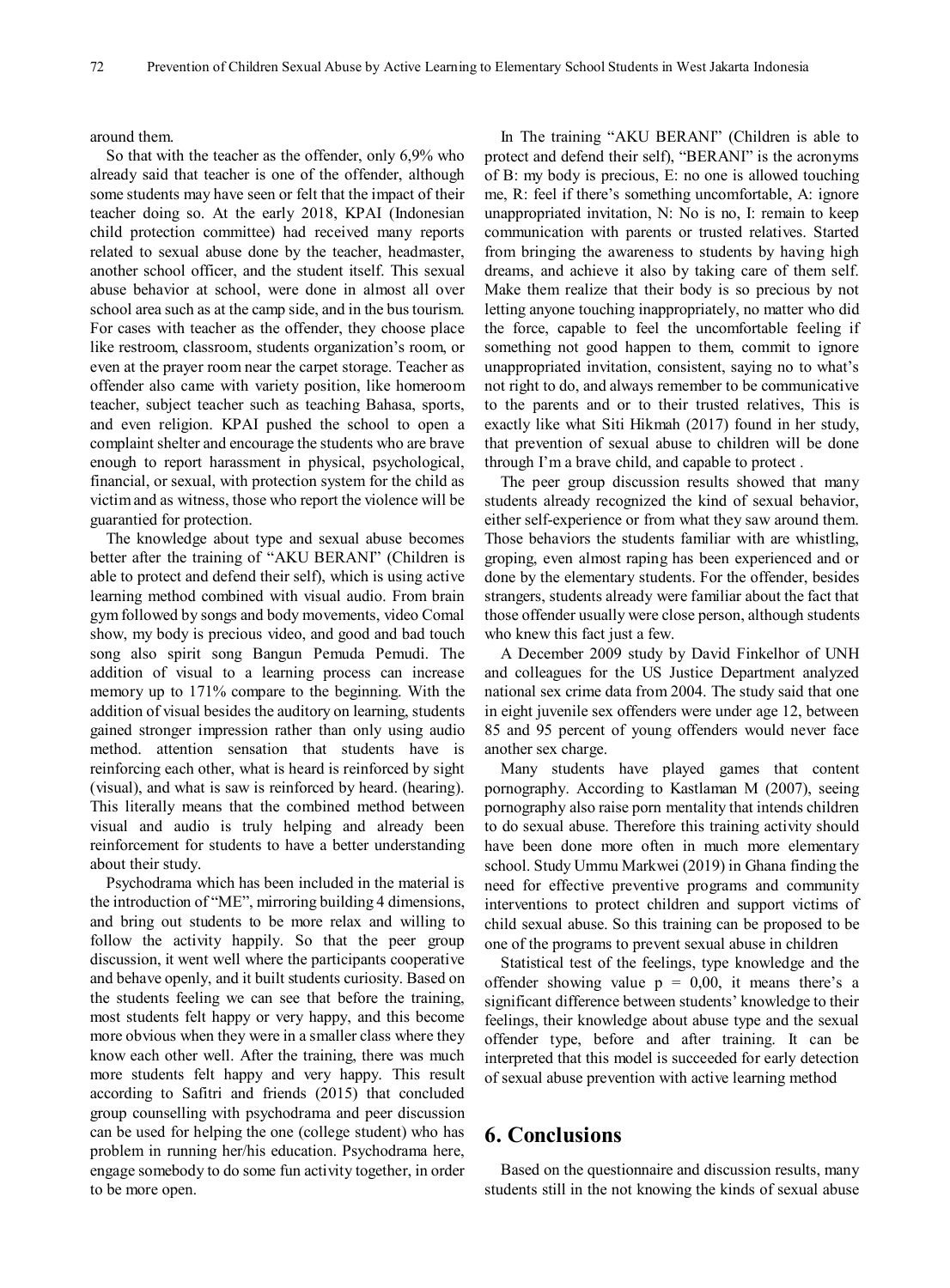around them.

So that with the teacher as the offender, only 6,9% who already said that teacher is one of the offender, although some students may have seen or felt that the impact of their teacher doing so. At the early 2018, KPAI (Indonesian child protection committee) had received many reports related to sexual abuse done by the teacher, headmaster, another school officer, and the student itself. This sexual abuse behavior at school, were done in almost all over school area such as at the camp side, and in the bus tourism. For cases with teacher as the offender, they choose place like restroom, classroom, students organization's room, or even at the prayer room near the carpet storage. Teacher as offender also came with variety position, like homeroom teacher, subject teacher such as teaching Bahasa, sports, and even religion. KPAI pushed the school to open a complaint shelter and encourage the students who are brave enough to report harassment in physical, psychological, financial, or sexual, with protection system for the child as victim and as witness, those who report the violence will be guarantied for protection.

The knowledge about type and sexual abuse becomes better after the training of "AKU BERANI" (Children is able to protect and defend their self), which is using active learning method combined with visual audio. From brain gym followed by songs and body movements, video Comal show, my body is precious video, and good and bad touch song also spirit song Bangun Pemuda Pemudi. The addition of visual to a learning process can increase memory up to 171% compare to the beginning. With the addition of visual besides the auditory on learning, students gained stronger impression rather than only using audio method. attention sensation that students have is reinforcing each other, what is heard is reinforced by sight (visual), and what is saw is reinforced by heard. (hearing). This literally means that the combined method between visual and audio is truly helping and already been reinforcement for students to have a better understanding about their study.

Psychodrama which has been included in the material is the introduction of "ME", mirroring building 4 dimensions, and bring out students to be more relax and willing to follow the activity happily. So that the peer group discussion, it went well where the participants cooperative and behave openly, and it built students curiosity. Based on the students feeling we can see that before the training, most students felt happy or very happy, and this become more obvious when they were in a smaller class where they know each other well. After the training, there was much more students felt happy and very happy. This result according to Safitri and friends (2015) that concluded group counselling with psychodrama and peer discussion can be used for helping the one (college student) who has problem in running her/his education. Psychodrama here, engage somebody to do some fun activity together, in order to be more open.

In The training "AKU BERANI" (Children is able to protect and defend their self), "BERANI" is the acronyms of B: my body is precious, E: no one is allowed touching me, R: feel if there's something uncomfortable, A: ignore unappropriated invitation, N: No is no, I: remain to keep communication with parents or trusted relatives. Started from bringing the awareness to students by having high dreams, and achieve it also by taking care of them self. Make them realize that their body is so precious by not letting anyone touching inappropriately, no matter who did the force, capable to feel the uncomfortable feeling if something not good happen to them, commit to ignore unappropriated invitation, consistent, saying no to what's not right to do, and always remember to be communicative to the parents and or to their trusted relatives, This is exactly like what Siti Hikmah (2017) found in her study, that prevention of sexual abuse to children will be done through I'm a brave child, and capable to protect .

The peer group discussion results showed that many students already recognized the kind of sexual behavior, either self-experience or from what they saw around them. Those behaviors the students familiar with are whistling, groping, even almost raping has been experienced and or done by the elementary students. For the offender, besides strangers, students already were familiar about the fact that those offender usually were close person, although students who knew this fact just a few.

A December 2009 study by David Finkelhor of UNH and colleagues for the US Justice Department analyzed national sex crime data from 2004. The study said that one in eight juvenile sex offenders were under age 12, between 85 and 95 percent of young offenders would never face another sex charge.

Many students have played games that content pornography. According to Kastlaman M (2007), seeing pornography also raise porn mentality that intends children to do sexual abuse. Therefore this training activity should have been done more often in much more elementary school. Study Ummu Markwei (2019) in Ghana finding the need for effective preventive programs and community interventions to protect children and support victims of child sexual abuse. So this training can be proposed to be one of the programs to prevent sexual abuse in children

Statistical test of the feelings, type knowledge and the offender showing value $p = 0{,}00$, it means there's a significant difference between students' knowledge to their feelings, their knowledge about abuse type and the sexual offender type, before and after training. It can be interpreted that this model is succeeded for early detection of sexual abuse prevention with active learning method

# 6. Conclusions

Based on the questionnaire and discussion results, many students still in the not knowing the kinds of sexual abuse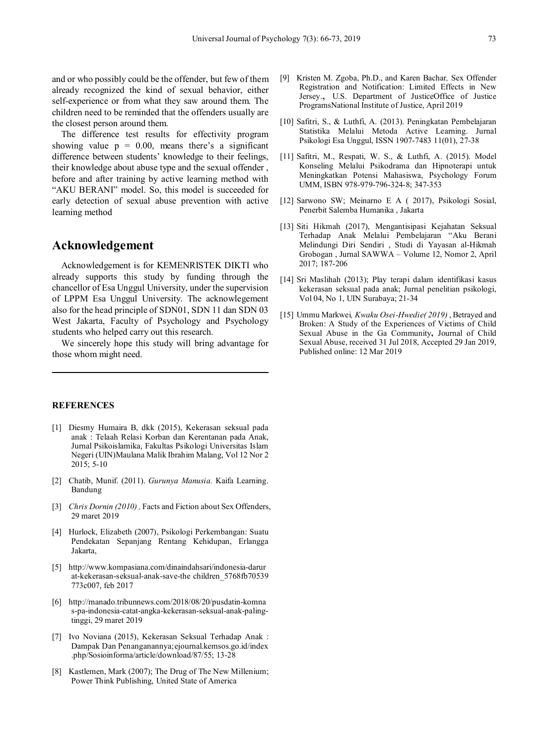and or who possibly could be the offender, but few of them already recognized the kind of sexual behavior, either self-experience or from what they saw around them. The children need to be reminded that the offenders usually are the closest person around them.

The difference test results for effectivity program showing value $p = 0.00$, means there's a significant difference between students' knowledge to their feelings, their knowledge about abuse type and the sexual offender , before and after training by active learning method with "AKU BERANI" model. So, this model is succeeded for early detection of sexual abuse prevention with active learning method

## Acknowledgement

Acknowledgement is for KEMENRISTEK DIKTI who already supports this study by funding through the chancellor of Esa Unggul University, under the supervision of LPPM Esa Unggul University. The acknowlegement also for the head principle of SDN01, SDN 11 dan SDN 03 West Jakarta, Faculty of Psychology and Psychology students who helped carry out this research.

We sincerely hope this study will bring advantage for those whom might need.

---

## REFERENCES

[1] Diesmy Humaira B, dkk (2015), Kekerasan seksual pada anak : Telaah Relasi Korban dan Kerentanan pada Anak, Jurnal Psikoislamika, Fakultas Psikologi Universitas Islam Negeri (UIN)Maulana Malik Ibrahim Malang, Vol 12 Nor 2 2015; 5-10

[2] Chatib, Munif. (2011). *Gurunya Manusia.* Kaifa Learning. Bandung

[3] *Chris Dornin (2010) ,* Facts and Fiction about Sex Offenders, 29 maret 2019

[4] Hurlock, Elizabeth (2007), Psikologi Perkembangan: Suatu Pendekatan Sepanjang Rentang Kehidupan, Erlangga Jakarta,

[5] http://www.kompasiana.com/dinaindahsari/indonesia-darurat-kekerasan-seksual-anak-save-the children_5768fb70539773c007, feb 2017

[6] http://manado.tribunnews.com/2018/08/20/pusdatin-komnas-pa-indonesia-catat-angka-kekerasan-seksual-anak-paling-tinggi, 29 maret 2019

[7] Ivo Noviana (2015), Kekerasan Seksual Terhadap Anak : Dampak Dan Penanganannya;ejournal.kemsos.go.id/index.php/Sosioinforma/article/download/87/55; 13-28

[8] Kastlemen, Mark (2007); The Drug of The New Millenium; Power Think Publishing, United State of America

[9] Kristen M. Zgoba, Ph.D., and Karen Bachar*,* Sex Offender Registration and Notification: Limited Effects in New Jersey.**,** U.S. Department of JusticeOffice of Justice ProgramsNational Institute of Justice, April 2019

[10] Safitri, S., & Luthfi, A. (2013). Peningkatan Pembelajaran Statistika Melalui Metoda Active Learning. Jurnal Psikologi Esa Unggul, ISSN 1907-7483 11(01), 27-38

[11] Safitri, M., Respati, W. S., & Luthfi, A. (2015). Model Konseling Melalui Psikodrama dan Hipnoterapi untuk Meningkatkan Potensi Mahasiswa, Psychology Forum UMM, ISBN 978-979-796-324-8; 347-353

[12] Sarwono SW; Meinarno E A ( 2017), Psikologi Sosial, Penerbit Salemba Humanika , Jakarta

[13] Siti Hikmah (2017), Mengantisipasi Kejahatan Seksual Terhadap Anak Melalui Pembelajaran "Aku Berani Melindungi Diri Sendiri , Studi di Yayasan al-Hikmah Grobogan , Jurnal SAWWA – Volume 12, Nomor 2, April 2017; 187-206

[14] Sri Maslihah (2013); Play terapi dalam identifikasi kasus kekerasan seksual pada anak; Jurnal penelitian psikologi, Vol 04, No 1, UIN Surabaya; 21-34

[15] Ummu Markwei*, Kwaku Osei-Hwedie( 2019)* , Betrayed and Broken: A Study of the Experiences of Victims of Child Sexual Abuse in the Ga Community**,** Journal of Child Sexual Abuse, received 31 Jul 2018, Accepted 29 Jan 2019, Published online: 12 Mar 2019